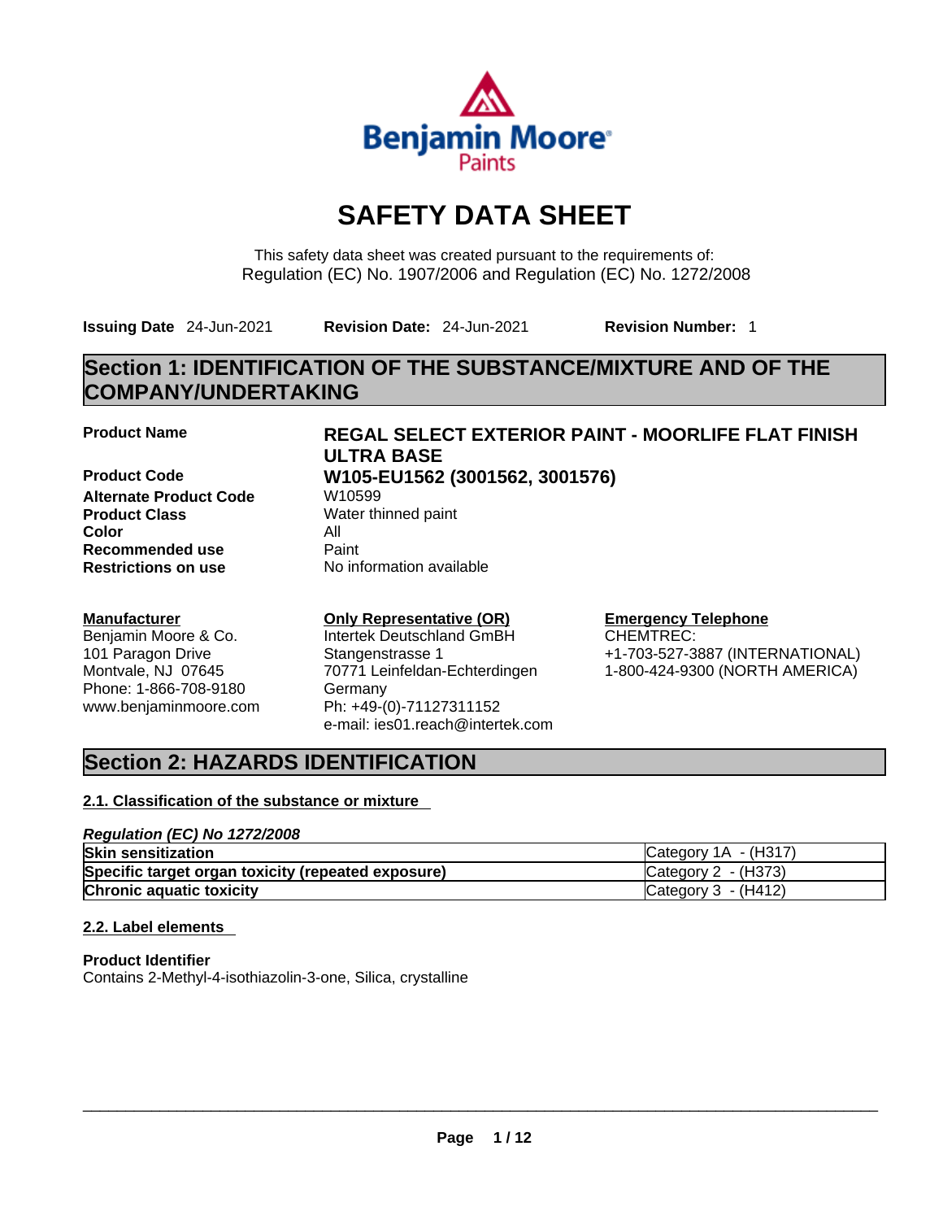# SAFETY DATA SHEET

This safety data sheet was created pursuant to the requirements of:
Regulation (EC) No. 1907/2006 and Regulation (EC) No. 1272/2008

**Issuing Date** 24-Jun-2021 **Revision Date:** 24-Jun-2021 **Revision Number:** 1

## Section 1: IDENTIFICATION OF THE SUBSTANCE/MIXTURE AND OF THE COMPANY/UNDERTAKING

| | |
|---|---|
| **Product Name** | **REGAL SELECT EXTERIOR PAINT - MOORLIFE FLAT FINISH ULTRA BASE** |
| **Product Code** | **W105-EU1562 (3001562, 3001576)** |
| **Alternate Product Code** | W10599 |
| **Product Class** | Water thinned paint |
| **Color** | All |
| **Recommended use** | Paint |
| **Restrictions on use** | No information available |

**Manufacturer**
Benjamin Moore & Co.
101 Paragon Drive
Montvale, NJ 07645
Phone: 1-866-708-9180
www.benjaminmoore.com

**Only Representative (OR)**
Intertek Deutschland GmbH
Stangenstrasse 1
70771 Leinfeldan-Echterdingen
Germany
Ph: +49-(0)-71127311152
e-mail: ies01.reach@intertek.com

**Emergency Telephone**
CHEMTREC:
+1-703-527-3887 (INTERNATIONAL)
1-800-424-9300 (NORTH AMERICA)

## Section 2: HAZARDS IDENTIFICATION

### 2.1. Classification of the substance or mixture

***Regulation (EC) No 1272/2008***

| | |
|---|---|
| **Skin sensitization** | Category 1A - (H317) |
| **Specific target organ toxicity (repeated exposure)** | Category 2 - (H373) |
| **Chronic aquatic toxicity** | Category 3 - (H412) |

### 2.2. Label elements

**Product Identifier**
Contains 2-Methyl-4-isothiazolin-3-one, Silica, crystalline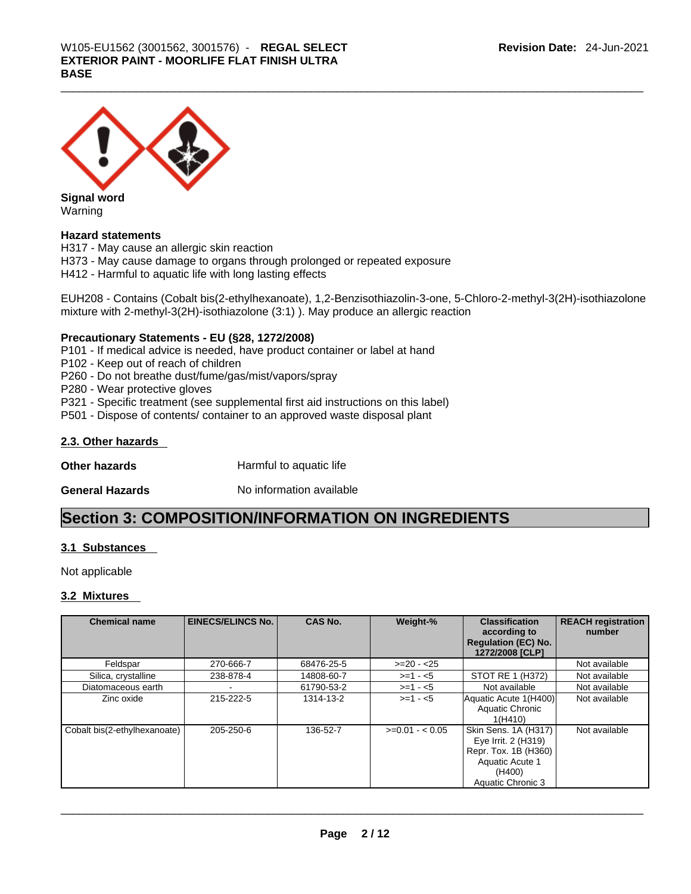**Signal word**
Warning

**Hazard statements**
H317 - May cause an allergic skin reaction
H373 - May cause damage to organs through prolonged or repeated exposure
H412 - Harmful to aquatic life with long lasting effects

EUH208 - Contains (Cobalt bis(2-ethylhexanoate), 1,2-Benzisothiazolin-3-one, 5-Chloro-2-methyl-3(2H)-isothiazolone mixture with 2-methyl-3(2H)-isothiazolone (3:1) ). May produce an allergic reaction

**Precautionary Statements - EU (§28, 1272/2008)**
P101 - If medical advice is needed, have product container or label at hand
P102 - Keep out of reach of children
P260 - Do not breathe dust/fume/gas/mist/vapors/spray
P280 - Wear protective gloves
P321 - Specific treatment (see supplemental first aid instructions on this label)
P501 - Dispose of contents/ container to an approved waste disposal plant

### 2.3. Other hazards

**Other hazards** Harmful to aquatic life

**General Hazards** No information available

## Section 3: COMPOSITION/INFORMATION ON INGREDIENTS

### 3.1 Substances

Not applicable

### 3.2 Mixtures

| Chemical name | EINECS/ELINCS No. | CAS No. | Weight-% | Classification according to Regulation (EC) No. 1272/2008 [CLP] | REACH registration number |
|---|---|---|---|---|---|
| Feldspar | 270-666-7 | 68476-25-5 | >=20 - <25 | | Not available |
| Silica, crystalline | 238-878-4 | 14808-60-7 | >=1 - <5 | STOT RE 1 (H372) | Not available |
| Diatomaceous earth | - | 61790-53-2 | >=1 - <5 | Not available | Not available |
| Zinc oxide | 215-222-5 | 1314-13-2 | >=1 - <5 | Aquatic Acute 1(H400) Aquatic Chronic 1(H410) | Not available |
| Cobalt bis(2-ethylhexanoate) | 205-250-6 | 136-52-7 | >=0.01 - < 0.05 | Skin Sens. 1A (H317) Eye Irrit. 2 (H319) Repr. Tox. 1B (H360) Aquatic Acute 1 (H400) Aquatic Chronic 3 | Not available |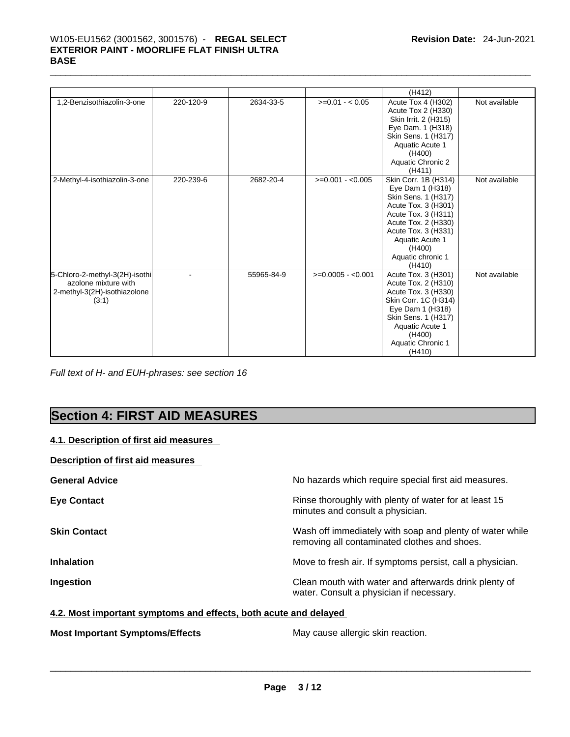| | | | | (H412) | |
|---|---|---|---|---|---|
| 1,2-Benzisothiazolin-3-one | 220-120-9 | 2634-33-5 | >=0.01 - < 0.05 | Acute Tox 4 (H302) Acute Tox 2 (H330) Skin Irrit. 2 (H315) Eye Dam. 1 (H318) Skin Sens. 1 (H317) Aquatic Acute 1 (H400) Aquatic Chronic 2 (H411) | Not available |
| 2-Methyl-4-isothiazolin-3-one | 220-239-6 | 2682-20-4 | >=0.001 - <0.005 | Skin Corr. 1B (H314) Eye Dam 1 (H318) Skin Sens. 1 (H317) Acute Tox. 3 (H301) Acute Tox. 3 (H311) Acute Tox. 2 (H330) Acute Tox. 3 (H331) Aquatic Acute 1 (H400) Aquatic chronic 1 (H410) | Not available |
| 5-Chloro-2-methyl-3(2H)-isothiazolone mixture with 2-methyl-3(2H)-isothiazolone (3:1) | - | 55965-84-9 | >=0.0005 - <0.001 | Acute Tox. 3 (H301) Acute Tox. 2 (H310) Acute Tox. 3 (H330) Skin Corr. 1C (H314) Eye Dam 1 (H318) Skin Sens. 1 (H317) Aquatic Acute 1 (H400) Aquatic Chronic 1 (H410) | Not available |

*Full text of H- and EUH-phrases: see section 16*

# Section 4: FIRST AID MEASURES

## 4.1. Description of first aid measures

**Description of first aid measures**

**General Advice** No hazards which require special first aid measures.

**Eye Contact** Rinse thoroughly with plenty of water for at least 15 minutes and consult a physician.

**Skin Contact** Wash off immediately with soap and plenty of water while removing all contaminated clothes and shoes.

**Inhalation** Move to fresh air. If symptoms persist, call a physician.

**Ingestion** Clean mouth with water and afterwards drink plenty of water. Consult a physician if necessary.

## 4.2. Most important symptoms and effects, both acute and delayed

**Most Important Symptoms/Effects** May cause allergic skin reaction.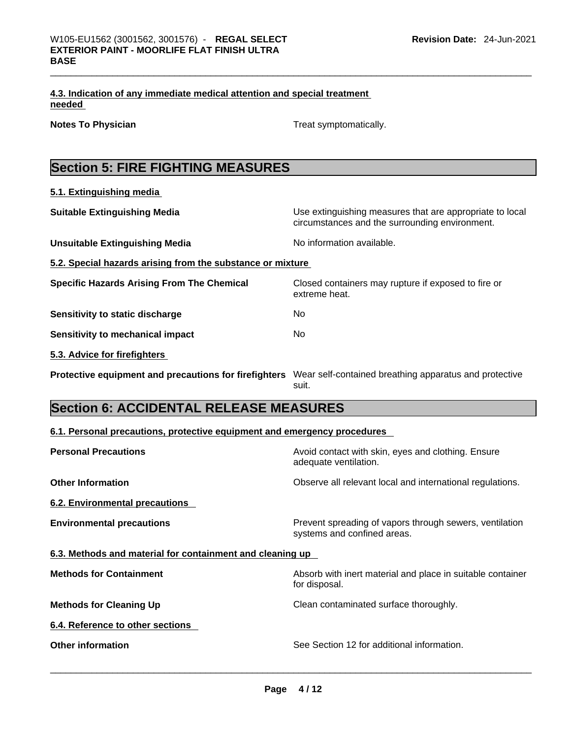#### 4.3. Indication of any immediate medical attention and special treatment needed

**Notes To Physician** Treat symptomatically.

## Section 5: FIRE FIGHTING MEASURES

#### 5.1. Extinguishing media

**Suitable Extinguishing Media** Use extinguishing measures that are appropriate to local circumstances and the surrounding environment.

**Unsuitable Extinguishing Media** No information available.

#### 5.2. Special hazards arising from the substance or mixture

**Specific Hazards Arising From The Chemical** Closed containers may rupture if exposed to fire or extreme heat.

**Sensitivity to static discharge** No

**Sensitivity to mechanical impact** No

#### 5.3. Advice for firefighters

**Protective equipment and precautions for firefighters** Wear self-contained breathing apparatus and protective suit.

## Section 6: ACCIDENTAL RELEASE MEASURES

#### 6.1. Personal precautions, protective equipment and emergency procedures

**Personal Precautions** Avoid contact with skin, eyes and clothing. Ensure adequate ventilation.

**Other Information** Observe all relevant local and international regulations.

#### 6.2. Environmental precautions

**Environmental precautions** Prevent spreading of vapors through sewers, ventilation systems and confined areas.

#### 6.3. Methods and material for containment and cleaning up

**Methods for Containment** Absorb with inert material and place in suitable container for disposal.

**Methods for Cleaning Up** Clean contaminated surface thoroughly.

#### 6.4. Reference to other sections

**Other information** See Section 12 for additional information.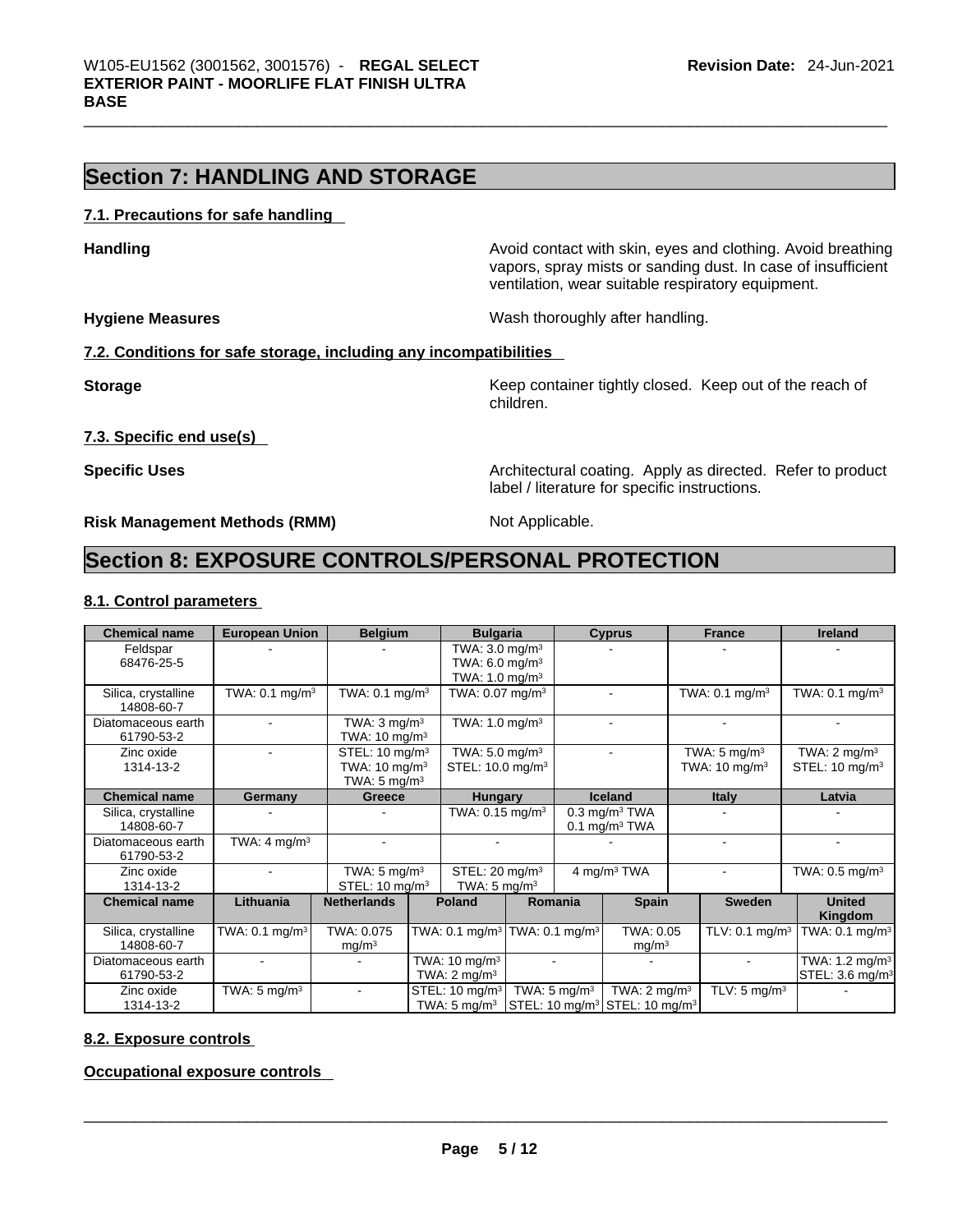## Section 7: HANDLING AND STORAGE

### 7.1. Precautions for safe handling

**Handling** Avoid contact with skin, eyes and clothing. Avoid breathing vapors, spray mists or sanding dust. In case of insufficient ventilation, wear suitable respiratory equipment.

**Hygiene Measures** Wash thoroughly after handling.

### 7.2. Conditions for safe storage, including any incompatibilities

**Storage** Keep container tightly closed. Keep out of the reach of children.

### 7.3. Specific end use(s)

**Specific Uses** Architectural coating. Apply as directed. Refer to product label / literature for specific instructions.

**Risk Management Methods (RMM)** Not Applicable.

## Section 8: EXPOSURE CONTROLS/PERSONAL PROTECTION

### 8.1. Control parameters

| Chemical name | European Union | Belgium | Bulgaria | Cyprus | France | Ireland |
|---|---|---|---|---|---|---|
| Feldspar 68476-25-5 | - | - | TWA: 3.0 mg/m³ TWA: 6.0 mg/m³ TWA: 1.0 mg/m³ | - | - | - |
| Silica, crystalline 14808-60-7 | TWA: 0.1 mg/m³ | TWA: 0.1 mg/m³ | TWA: 0.07 mg/m³ | - | TWA: 0.1 mg/m³ | TWA: 0.1 mg/m³ |
| Diatomaceous earth 61790-53-2 | - | TWA: 3 mg/m³ TWA: 10 mg/m³ | TWA: 1.0 mg/m³ | - | - | - |
| Zinc oxide 1314-13-2 | - | STEL: 10 mg/m³ TWA: 10 mg/m³ TWA: 5 mg/m³ | TWA: 5.0 mg/m³ STEL: 10.0 mg/m³ | - | TWA: 5 mg/m³ TWA: 10 mg/m³ | TWA: 2 mg/m³ STEL: 10 mg/m³ |

| Chemical name | Germany | Greece | Hungary | Iceland | Italy | Latvia |
|---|---|---|---|---|---|---|
| Silica, crystalline 14808-60-7 | - | - | TWA: 0.15 mg/m³ | 0.3 mg/m³ TWA 0.1 mg/m³ TWA | - | - |
| Diatomaceous earth 61790-53-2 | TWA: 4 mg/m³ | - | - | - | - | - |
| Zinc oxide 1314-13-2 | - | TWA: 5 mg/m³ STEL: 10 mg/m³ | STEL: 20 mg/m³ TWA: 5 mg/m³ | 4 mg/m³ TWA | - | TWA: 0.5 mg/m³ |

| Chemical name | Lithuania | Netherlands | Poland | Romania | Spain | Sweden | United Kingdom |
|---|---|---|---|---|---|---|---|
| Silica, crystalline 14808-60-7 | TWA: 0.1 mg/m³ | TWA: 0.075 mg/m³ | TWA: 0.1 mg/m³ | TWA: 0.1 mg/m³ | TWA: 0.05 mg/m³ | TLV: 0.1 mg/m³ | TWA: 0.1 mg/m³ |
| Diatomaceous earth 61790-53-2 | - | - | TWA: 10 mg/m³ TWA: 2 mg/m³ | - | - | - | TWA: 1.2 mg/m³ STEL: 3.6 mg/m³ |
| Zinc oxide 1314-13-2 | TWA: 5 mg/m³ | - | STEL: 10 mg/m³ TWA: 5 mg/m³ | TWA: 5 mg/m³ STEL: 10 mg/m³ | TWA: 2 mg/m³ STEL: 10 mg/m³ | TLV: 5 mg/m³ | - |

### 8.2. Exposure controls

**Occupational exposure controls**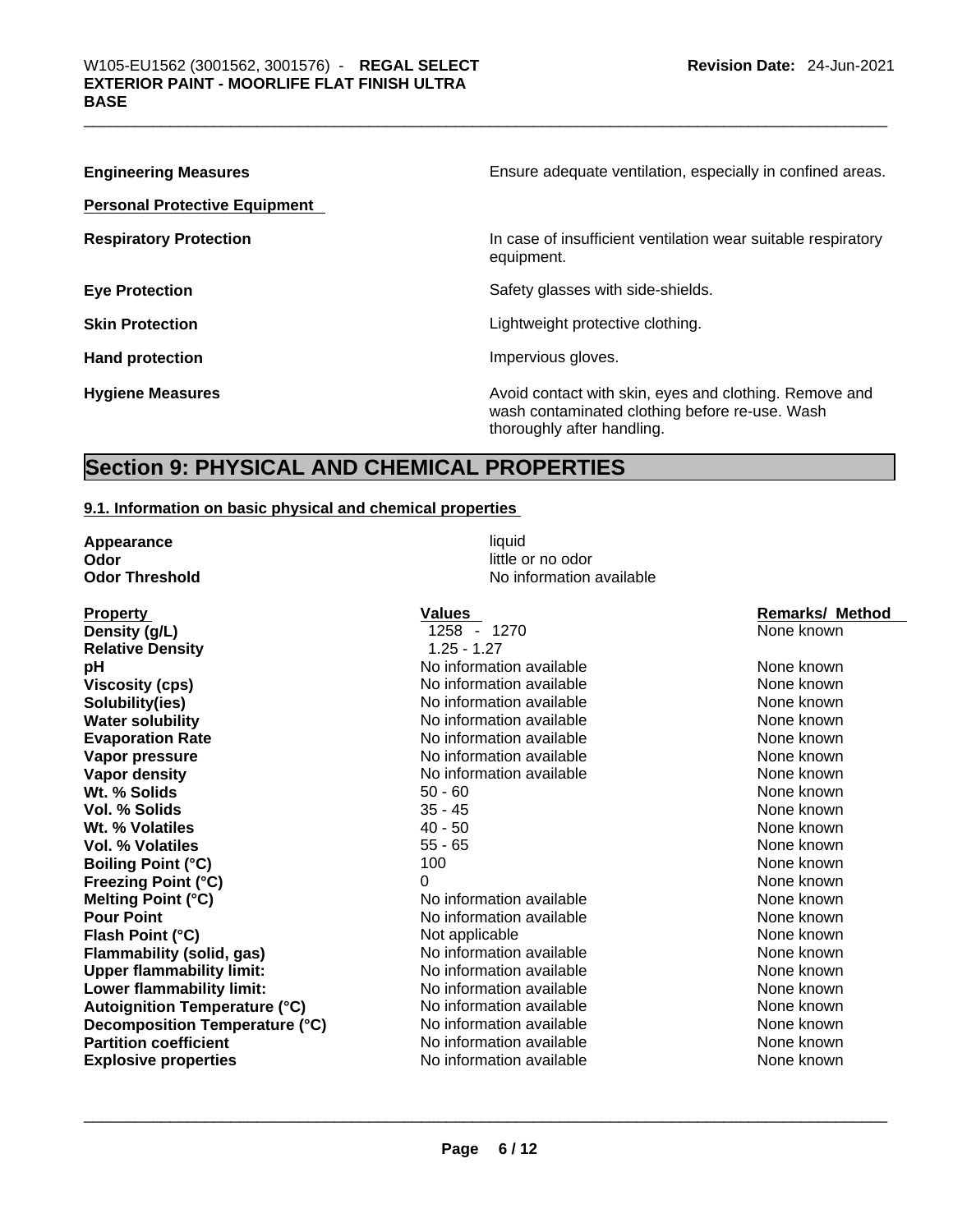| | |
|---|---|
| **Engineering Measures** | Ensure adequate ventilation, especially in confined areas. |

**Personal Protective Equipment**

| | |
|---|---|
| **Respiratory Protection** | In case of insufficient ventilation wear suitable respiratory equipment. |
| **Eye Protection** | Safety glasses with side-shields. |
| **Skin Protection** | Lightweight protective clothing. |
| **Hand protection** | Impervious gloves. |
| **Hygiene Measures** | Avoid contact with skin, eyes and clothing. Remove and wash contaminated clothing before re-use. Wash thoroughly after handling. |

## Section 9: PHYSICAL AND CHEMICAL PROPERTIES

### 9.1. Information on basic physical and chemical properties

| | |
|---|---|
| **Appearance** | liquid |
| **Odor** | little or no odor |
| **Odor Threshold** | No information available |

| Property | Values | Remarks/ Method |
|---|---|---|
| **Density (g/L)** | 1258 - 1270 | None known |
| **Relative Density** | 1.25 - 1.27 | |
| **pH** | No information available | None known |
| **Viscosity (cps)** | No information available | None known |
| **Solubility(ies)** | No information available | None known |
| **Water solubility** | No information available | None known |
| **Evaporation Rate** | No information available | None known |
| **Vapor pressure** | No information available | None known |
| **Vapor density** | No information available | None known |
| **Wt. % Solids** | 50 - 60 | None known |
| **Vol. % Solids** | 35 - 45 | None known |
| **Wt. % Volatiles** | 40 - 50 | None known |
| **Vol. % Volatiles** | 55 - 65 | None known |
| **Boiling Point (°C)** | 100 | None known |
| **Freezing Point (°C)** | 0 | None known |
| **Melting Point (°C)** | No information available | None known |
| **Pour Point** | No information available | None known |
| **Flash Point (°C)** | Not applicable | None known |
| **Flammability (solid, gas)** | No information available | None known |
| **Upper flammability limit:** | No information available | None known |
| **Lower flammability limit:** | No information available | None known |
| **Autoignition Temperature (°C)** | No information available | None known |
| **Decomposition Temperature (°C)** | No information available | None known |
| **Partition coefficient** | No information available | None known |
| **Explosive properties** | No information available | None known |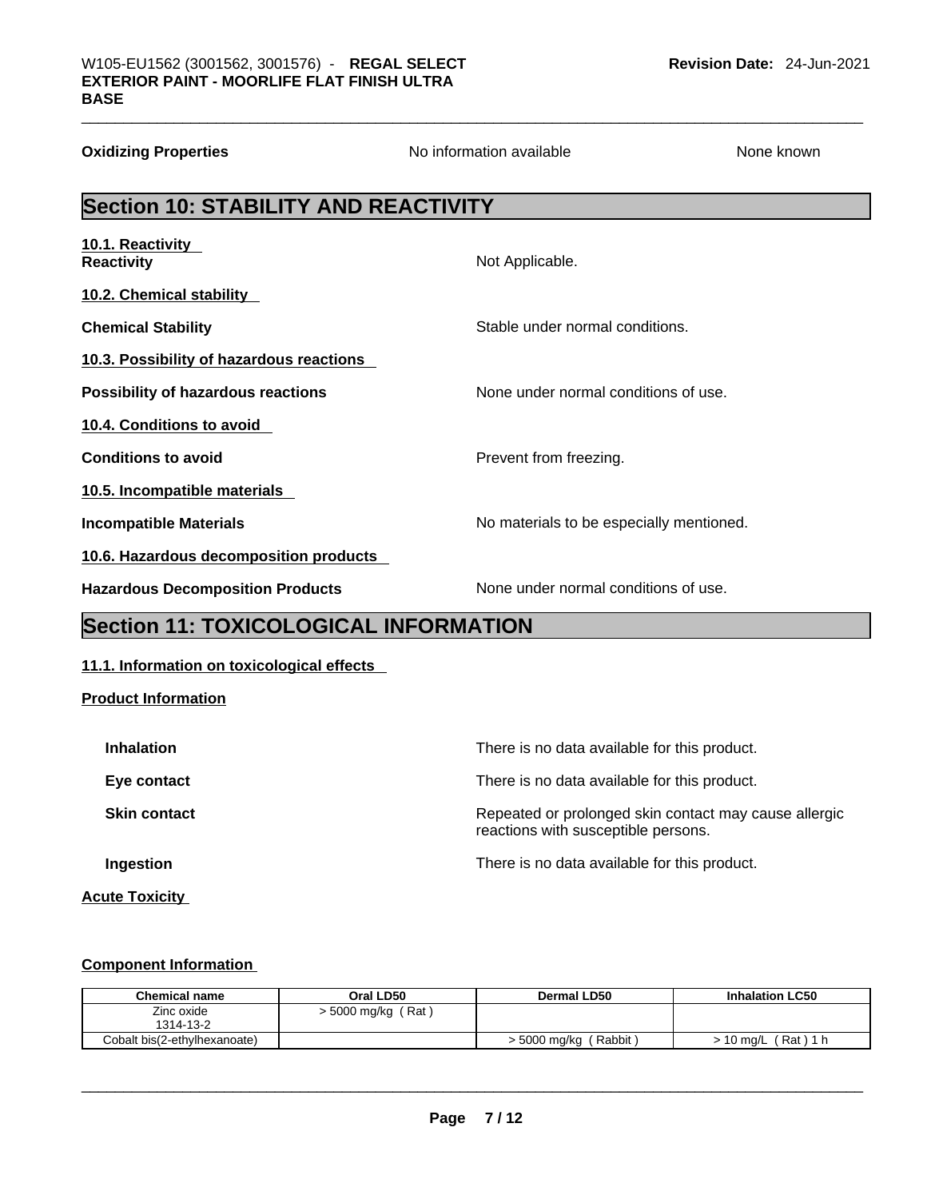| | | |
|---|---|---|
| **Oxidizing Properties** | No information available | None known |

## Section 10: STABILITY AND REACTIVITY

**10.1. Reactivity**

**Reactivity** Not Applicable.

**10.2. Chemical stability**

**Chemical Stability** Stable under normal conditions.

**10.3. Possibility of hazardous reactions**

**Possibility of hazardous reactions** None under normal conditions of use.

**10.4. Conditions to avoid**

**Conditions to avoid** Prevent from freezing.

**10.5. Incompatible materials**

**Incompatible Materials** No materials to be especially mentioned.

**10.6. Hazardous decomposition products**

**Hazardous Decomposition Products** None under normal conditions of use.

## Section 11: TOXICOLOGICAL INFORMATION

**11.1. Information on toxicological effects**

**Product Information**

**Inhalation** There is no data available for this product.

**Eye contact** There is no data available for this product.

**Skin contact** Repeated or prolonged skin contact may cause allergic reactions with susceptible persons.

**Ingestion** There is no data available for this product.

**Acute Toxicity**

**Component Information**

| Chemical name | Oral LD50 | Dermal LD50 | Inhalation LC50 |
|---|---|---|---|
| Zinc oxide 1314-13-2 | > 5000 mg/kg ( Rat ) | | |
| Cobalt bis(2-ethylhexanoate) | | > 5000 mg/kg ( Rabbit ) | > 10 mg/L ( Rat ) 1 h |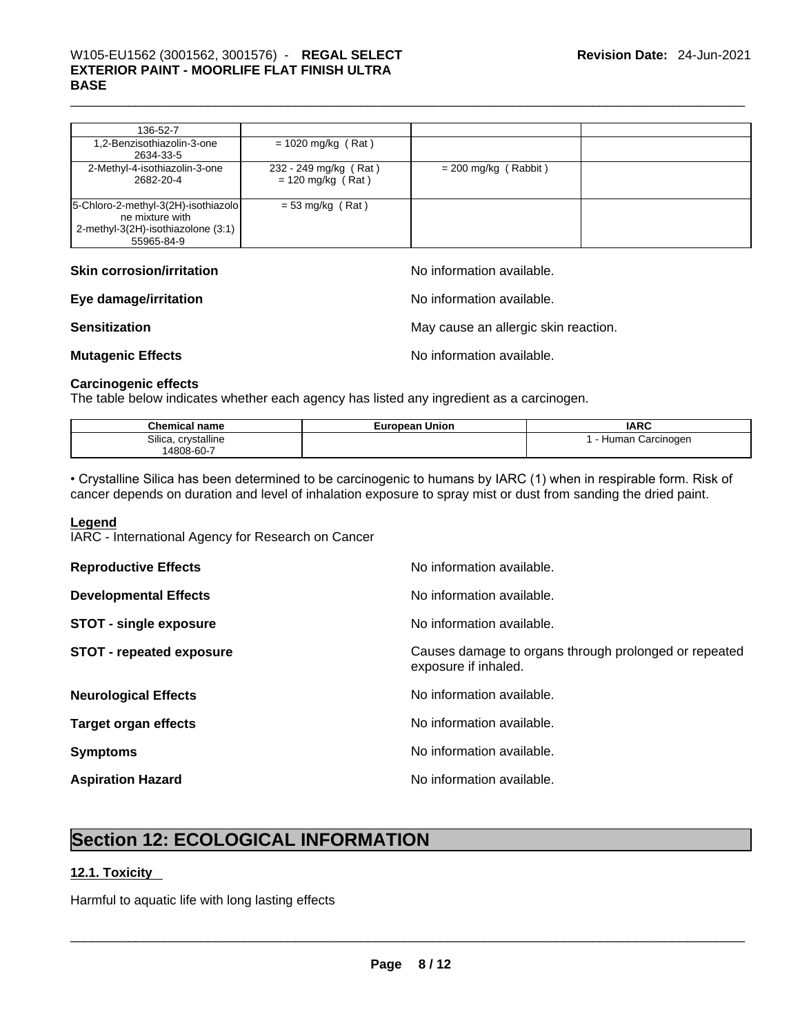| | | | |
|---|---|---|---|
| 136-52-7 | | | |
| 1,2-Benzisothiazolin-3-one 2634-33-5 | = 1020 mg/kg ( Rat ) | | |
| 2-Methyl-4-isothiazolin-3-one 2682-20-4 | 232 - 249 mg/kg ( Rat ) = 120 mg/kg ( Rat ) | = 200 mg/kg ( Rabbit ) | |
| 5-Chloro-2-methyl-3(2H)-isothiazolone mixture with 2-methyl-3(2H)-isothiazolone (3:1) 55965-84-9 | = 53 mg/kg ( Rat ) | | |

**Skin corrosion/irritation** No information available.

**Eye damage/irritation** No information available.

**Sensitization** May cause an allergic skin reaction.

**Mutagenic Effects** No information available.

**Carcinogenic effects**

The table below indicates whether each agency has listed any ingredient as a carcinogen.

| Chemical name | European Union | IARC |
|---|---|---|
| Silica, crystalline 14808-60-7 | | 1 - Human Carcinogen |

• Crystalline Silica has been determined to be carcinogenic to humans by IARC (1) when in respirable form. Risk of cancer depends on duration and level of inhalation exposure to spray mist or dust from sanding the dried paint.

**Legend**

IARC - International Agency for Research on Cancer

**Reproductive Effects** No information available.

**Developmental Effects** No information available.

**STOT - single exposure** No information available.

**STOT - repeated exposure** Causes damage to organs through prolonged or repeated exposure if inhaled.

**Neurological Effects** No information available.

**Target organ effects** No information available.

**Symptoms** No information available.

**Aspiration Hazard** No information available.

## Section 12: ECOLOGICAL INFORMATION

### 12.1. Toxicity

Harmful to aquatic life with long lasting effects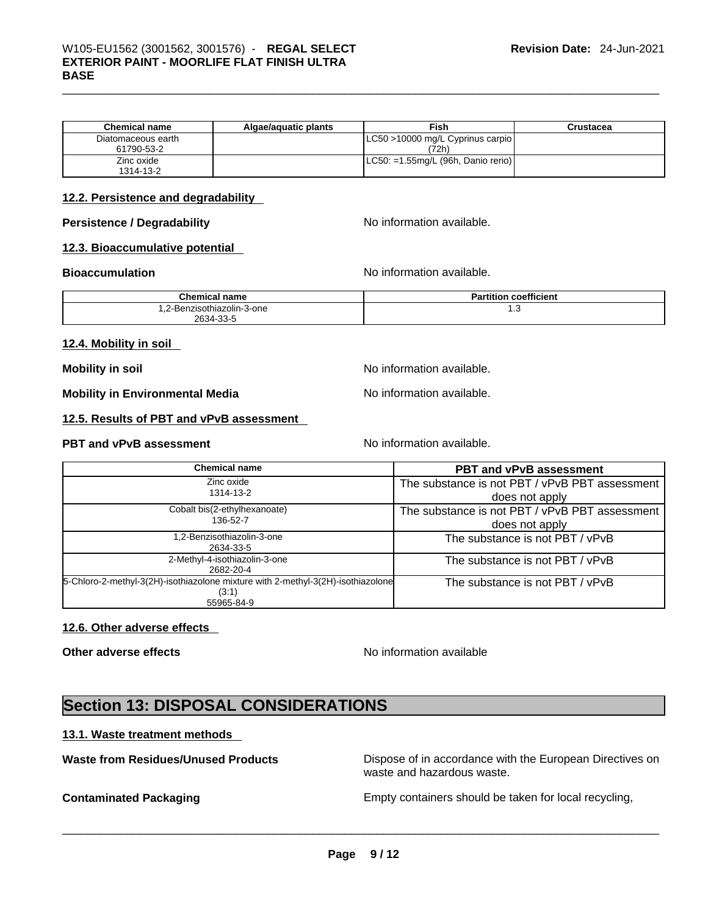| Chemical name | Algae/aquatic plants | Fish | Crustacea |
|---|---|---|---|
| Diatomaceous earth<br>61790-53-2 | | LC50 >10000 mg/L Cyprinus carpio (72h) | |
| Zinc oxide<br>1314-13-2 | | LC50: =1.55mg/L (96h, Danio rerio) | |

### 12.2. Persistence and degradability

**Persistence / Degradability** No information available.

### 12.3. Bioaccumulative potential

**Bioaccumulation** No information available.

| Chemical name | Partition coefficient |
|---|---|
| 1,2-Benzisothiazolin-3-one<br>2634-33-5 | 1.3 |

### 12.4. Mobility in soil

**Mobility in soil** No information available.

**Mobility in Environmental Media** No information available.

### 12.5. Results of PBT and vPvB assessment

**PBT and vPvB assessment** No information available.

| Chemical name | PBT and vPvB assessment |
|---|---|
| Zinc oxide<br>1314-13-2 | The substance is not PBT / vPvB PBT assessment does not apply |
| Cobalt bis(2-ethylhexanoate)<br>136-52-7 | The substance is not PBT / vPvB PBT assessment does not apply |
| 1,2-Benzisothiazolin-3-one<br>2634-33-5 | The substance is not PBT / vPvB |
| 2-Methyl-4-isothiazolin-3-one<br>2682-20-4 | The substance is not PBT / vPvB |
| 5-Chloro-2-methyl-3(2H)-isothiazolone mixture with 2-methyl-3(2H)-isothiazolone (3:1)<br>55965-84-9 | The substance is not PBT / vPvB |

### 12.6. Other adverse effects

**Other adverse effects** No information available

## Section 13: DISPOSAL CONSIDERATIONS

### 13.1. Waste treatment methods

**Waste from Residues/Unused Products** Dispose of in accordance with the European Directives on waste and hazardous waste.

**Contaminated Packaging** Empty containers should be taken for local recycling,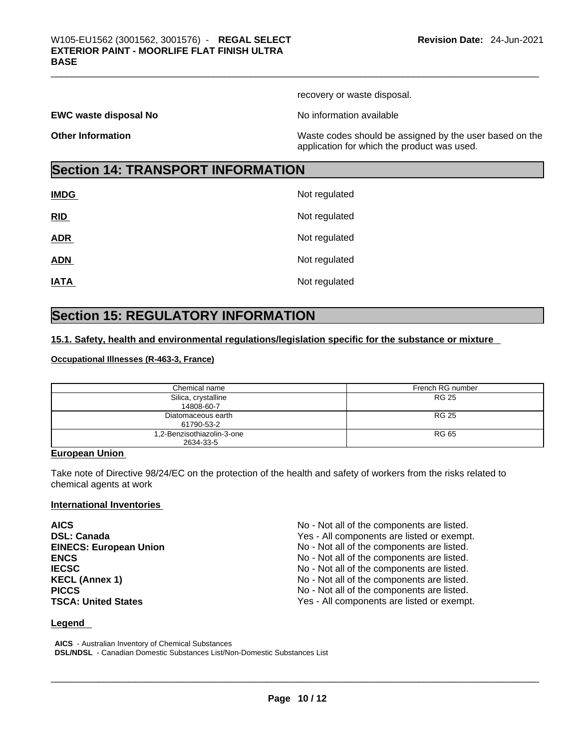recovery or waste disposal.

**EWC waste disposal No** No information available

**Other Information** Waste codes should be assigned by the user based on the application for which the product was used.

## Section 14: TRANSPORT INFORMATION

**IMDG** Not regulated

**RID** Not regulated

**ADR** Not regulated

**ADN** Not regulated

**IATA** Not regulated

## Section 15: REGULATORY INFORMATION

### 15.1. Safety, health and environmental regulations/legislation specific for the substance or mixture

**Occupational Illnesses (R-463-3, France)**

| Chemical name | French RG number |
|---|---|
| Silica, crystalline<br>14808-60-7 | RG 25 |
| Diatomaceous earth<br>61790-53-2 | RG 25 |
| 1,2-Benzisothiazolin-3-one<br>2634-33-5 | RG 65 |

**European Union**

Take note of Directive 98/24/EC on the protection of the health and safety of workers from the risks related to chemical agents at work

**International Inventories**

**AICS** No - Not all of the components are listed.
**DSL: Canada** Yes - All components are listed or exempt.
**EINECS: European Union** No - Not all of the components are listed.
**ENCS** No - Not all of the components are listed.
**IECSC** No - Not all of the components are listed.
**KECL (Annex 1)** No - Not all of the components are listed.
**PICCS** No - Not all of the components are listed.
**TSCA: United States** Yes - All components are listed or exempt.

**Legend**

**AICS** - Australian Inventory of Chemical Substances
**DSL/NDSL** - Canadian Domestic Substances List/Non-Domestic Substances List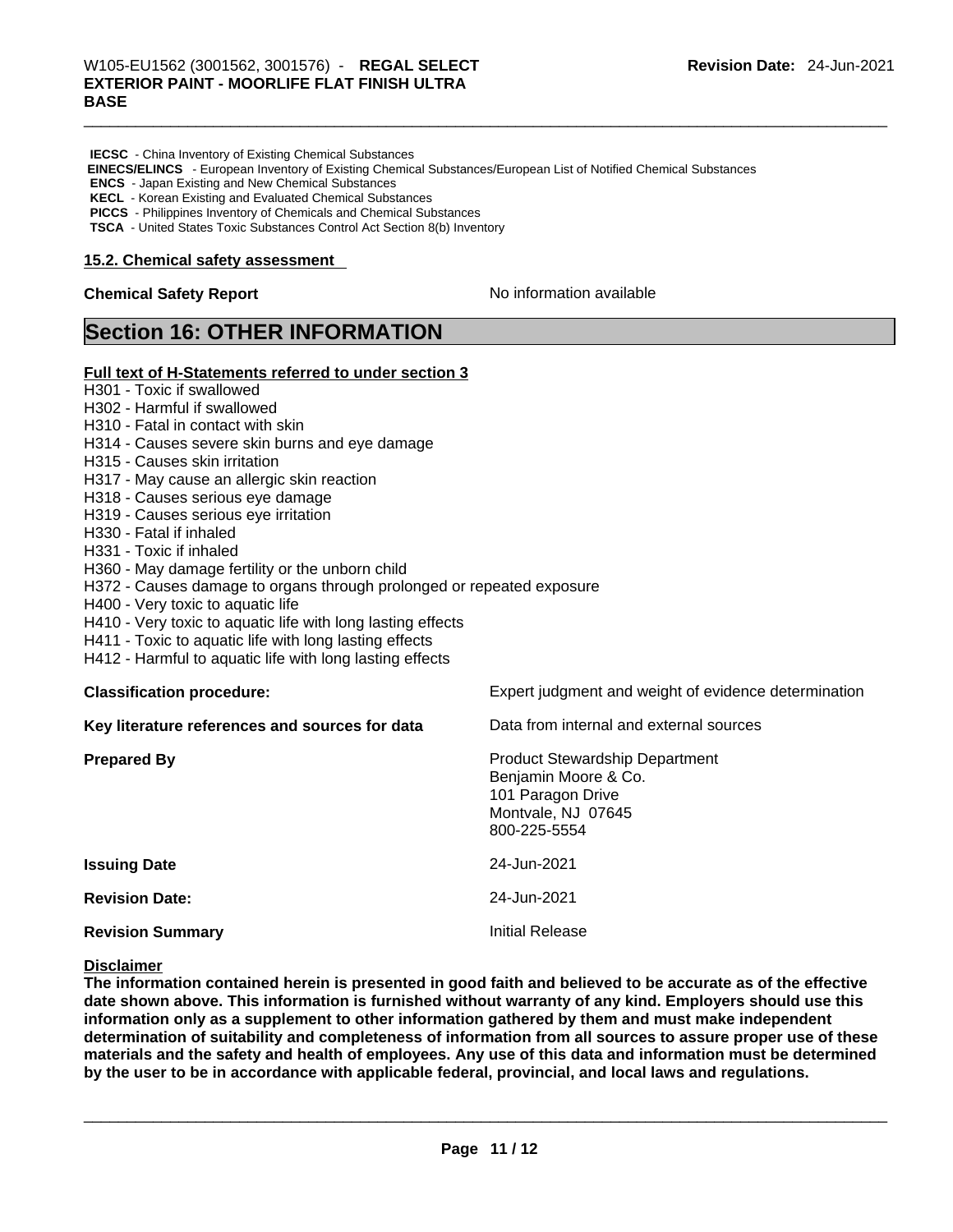**IECSC** - China Inventory of Existing Chemical Substances
**EINECS/ELINCS** - European Inventory of Existing Chemical Substances/European List of Notified Chemical Substances
**ENCS** - Japan Existing and New Chemical Substances
**KECL** - Korean Existing and Evaluated Chemical Substances
**PICCS** - Philippines Inventory of Chemicals and Chemical Substances
**TSCA** - United States Toxic Substances Control Act Section 8(b) Inventory

### 15.2. Chemical safety assessment

**Chemical Safety Report** No information available

## Section 16: OTHER INFORMATION

**Full text of H-Statements referred to under section 3**

H301 - Toxic if swallowed
H302 - Harmful if swallowed
H310 - Fatal in contact with skin
H314 - Causes severe skin burns and eye damage
H315 - Causes skin irritation
H317 - May cause an allergic skin reaction
H318 - Causes serious eye damage
H319 - Causes serious eye irritation
H330 - Fatal if inhaled
H331 - Toxic if inhaled
H360 - May damage fertility or the unborn child
H372 - Causes damage to organs through prolonged or repeated exposure
H400 - Very toxic to aquatic life
H410 - Very toxic to aquatic life with long lasting effects
H411 - Toxic to aquatic life with long lasting effects
H412 - Harmful to aquatic life with long lasting effects

**Classification procedure:** Expert judgment and weight of evidence determination

**Key literature references and sources for data** Data from internal and external sources

**Prepared By** Product Stewardship Department
Benjamin Moore & Co.
101 Paragon Drive
Montvale, NJ 07645
800-225-5554

**Issuing Date** 24-Jun-2021

**Revision Date:** 24-Jun-2021

**Revision Summary** Initial Release

**Disclaimer**

**The information contained herein is presented in good faith and believed to be accurate as of the effective date shown above. This information is furnished without warranty of any kind. Employers should use this information only as a supplement to other information gathered by them and must make independent determination of suitability and completeness of information from all sources to assure proper use of these materials and the safety and health of employees. Any use of this data and information must be determined by the user to be in accordance with applicable federal, provincial, and local laws and regulations.**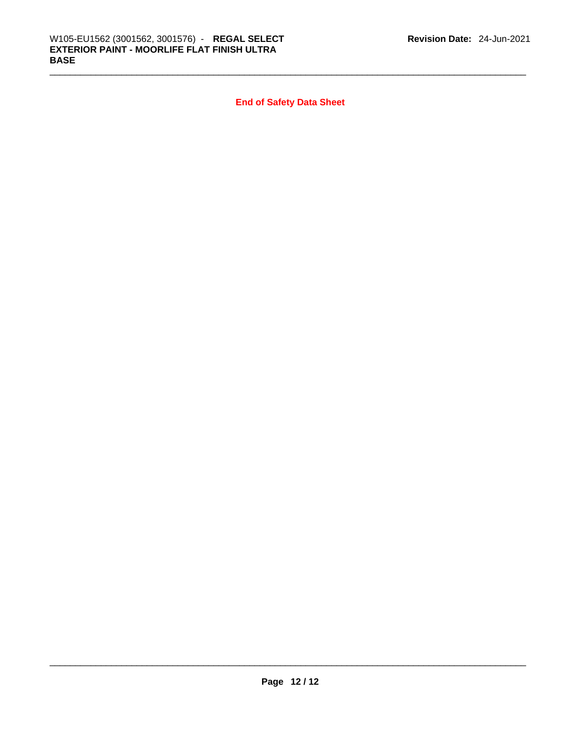**End of Safety Data Sheet**